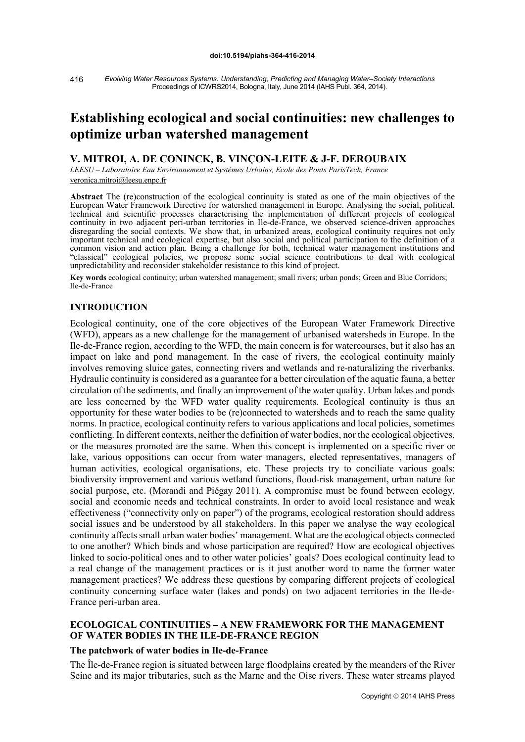# Establishing ecological and social continuities: new challenges to optimize urban watershed management

## V. MITROI, A. DE CONINCK, B. VINÇON-LEITE & J-F. DEROUBAIX

*LEESU – Laboratoire Eau Environnement et Systèmes Urbains, Ecole des Ponts ParisTech, France*
veronica.mitroi@leesu.enpc.fr

**Abstract** The (re)construction of the ecological continuity is stated as one of the main objectives of the European Water Framework Directive for watershed management in Europe. Analysing the social, political, technical and scientific processes characterising the implementation of different projects of ecological continuity in two adjacent peri-urban territories in Ile-de-France, we observed science-driven approaches disregarding the social contexts. We show that, in urbanized areas, ecological continuity requires not only important technical and ecological expertise, but also social and political participation to the definition of a common vision and action plan. Being a challenge for both, technical water management institutions and "classical" ecological policies, we propose some social science contributions to deal with ecological unpredictability and reconsider stakeholder resistance to this kind of project.

**Key words** ecological continuity; urban watershed management; small rivers; urban ponds; Green and Blue Corridors; Ile-de-France

## INTRODUCTION

Ecological continuity, one of the core objectives of the European Water Framework Directive (WFD), appears as a new challenge for the management of urbanised watersheds in Europe. In the Ile-de-France region, according to the WFD, the main concern is for watercourses, but it also has an impact on lake and pond management. In the case of rivers, the ecological continuity mainly involves removing sluice gates, connecting rivers and wetlands and re-naturalizing the riverbanks. Hydraulic continuity is considered as a guarantee for a better circulation of the aquatic fauna, a better circulation of the sediments, and finally an improvement of the water quality. Urban lakes and ponds are less concerned by the WFD water quality requirements. Ecological continuity is thus an opportunity for these water bodies to be (re)connected to watersheds and to reach the same quality norms. In practice, ecological continuity refers to various applications and local policies, sometimes conflicting. In different contexts, neither the definition of water bodies, nor the ecological objectives, or the measures promoted are the same. When this concept is implemented on a specific river or lake, various oppositions can occur from water managers, elected representatives, managers of human activities, ecological organisations, etc. These projects try to conciliate various goals: biodiversity improvement and various wetland functions, flood-risk management, urban nature for social purpose, etc. (Morandi and Piégay 2011). A compromise must be found between ecology, social and economic needs and technical constraints. In order to avoid local resistance and weak effectiveness ("connectivity only on paper") of the programs, ecological restoration should address social issues and be understood by all stakeholders. In this paper we analyse the way ecological continuity affects small urban water bodies' management. What are the ecological objects connected to one another? Which binds and whose participation are required? How are ecological objectives linked to socio-political ones and to other water policies' goals? Does ecological continuity lead to a real change of the management practices or is it just another word to name the former water management practices? We address these questions by comparing different projects of ecological continuity concerning surface water (lakes and ponds) on two adjacent territories in the Ile-de-France peri-urban area.

## ECOLOGICAL CONTINUITIES – A NEW FRAMEWORK FOR THE MANAGEMENT OF WATER BODIES IN THE ILE-DE-FRANCE REGION

### The patchwork of water bodies in Ile-de-France

The Île-de-France region is situated between large floodplains created by the meanders of the River Seine and its major tributaries, such as the Marne and the Oise rivers. These water streams played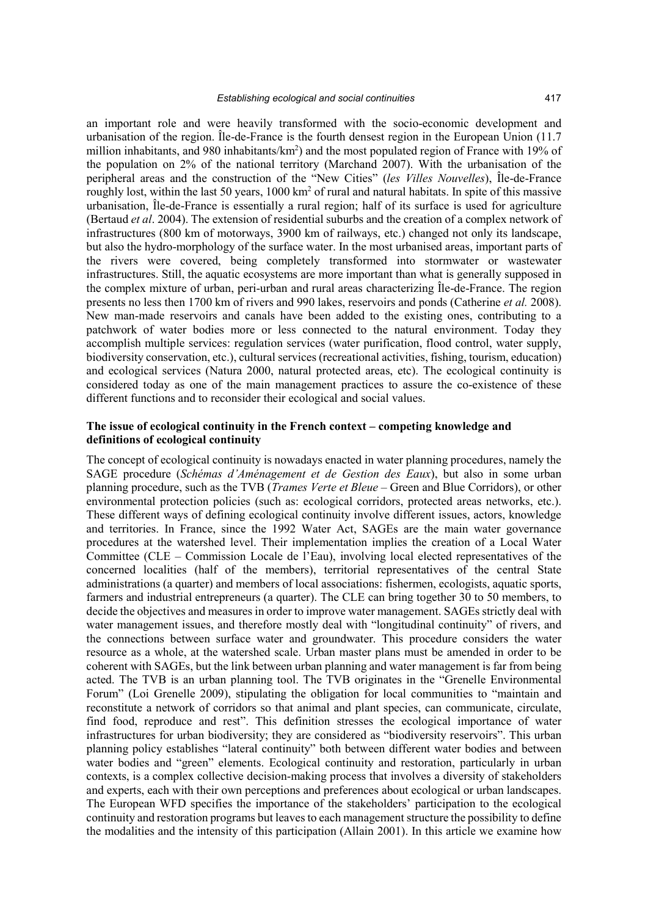an important role and were heavily transformed with the socio-economic development and urbanisation of the region. Île-de-France is the fourth densest region in the European Union (11.7 million inhabitants, and 980 inhabitants/km$^2$) and the most populated region of France with 19% of the population on 2% of the national territory (Marchand 2007). With the urbanisation of the peripheral areas and the construction of the "New Cities" (*les Villes Nouvelles*), Île-de-France roughly lost, within the last 50 years, 1000 km$^2$ of rural and natural habitats. In spite of this massive urbanisation, Île-de-France is essentially a rural region; half of its surface is used for agriculture (Bertaud *et al*. 2004). The extension of residential suburbs and the creation of a complex network of infrastructures (800 km of motorways, 3900 km of railways, etc.) changed not only its landscape, but also the hydro-morphology of the surface water. In the most urbanised areas, important parts of the rivers were covered, being completely transformed into stormwater or wastewater infrastructures. Still, the aquatic ecosystems are more important than what is generally supposed in the complex mixture of urban, peri-urban and rural areas characterizing Île-de-France. The region presents no less then 1700 km of rivers and 990 lakes, reservoirs and ponds (Catherine *et al.* 2008). New man-made reservoirs and canals have been added to the existing ones, contributing to a patchwork of water bodies more or less connected to the natural environment. Today they accomplish multiple services: regulation services (water purification, flood control, water supply, biodiversity conservation, etc.), cultural services (recreational activities, fishing, tourism, education) and ecological services (Natura 2000, natural protected areas, etc). The ecological continuity is considered today as one of the main management practices to assure the co-existence of these different functions and to reconsider their ecological and social values.

## The issue of ecological continuity in the French context – competing knowledge and definitions of ecological continuity

The concept of ecological continuity is nowadays enacted in water planning procedures, namely the SAGE procedure (*Schémas d'Aménagement et de Gestion des Eaux*), but also in some urban planning procedure, such as the TVB (*Trames Verte et Bleue* – Green and Blue Corridors), or other environmental protection policies (such as: ecological corridors, protected areas networks, etc.). These different ways of defining ecological continuity involve different issues, actors, knowledge and territories. In France, since the 1992 Water Act, SAGEs are the main water governance procedures at the watershed level. Their implementation implies the creation of a Local Water Committee (CLE – Commission Locale de l'Eau), involving local elected representatives of the concerned localities (half of the members), territorial representatives of the central State administrations (a quarter) and members of local associations: fishermen, ecologists, aquatic sports, farmers and industrial entrepreneurs (a quarter). The CLE can bring together 30 to 50 members, to decide the objectives and measures in order to improve water management. SAGEs strictly deal with water management issues, and therefore mostly deal with "longitudinal continuity" of rivers, and the connections between surface water and groundwater. This procedure considers the water resource as a whole, at the watershed scale. Urban master plans must be amended in order to be coherent with SAGEs, but the link between urban planning and water management is far from being acted. The TVB is an urban planning tool. The TVB originates in the "Grenelle Environmental Forum" (Loi Grenelle 2009), stipulating the obligation for local communities to "maintain and reconstitute a network of corridors so that animal and plant species, can communicate, circulate, find food, reproduce and rest". This definition stresses the ecological importance of water infrastructures for urban biodiversity; they are considered as "biodiversity reservoirs". This urban planning policy establishes "lateral continuity" both between different water bodies and between water bodies and "green" elements. Ecological continuity and restoration, particularly in urban contexts, is a complex collective decision-making process that involves a diversity of stakeholders and experts, each with their own perceptions and preferences about ecological or urban landscapes. The European WFD specifies the importance of the stakeholders' participation to the ecological continuity and restoration programs but leaves to each management structure the possibility to define the modalities and the intensity of this participation (Allain 2001). In this article we examine how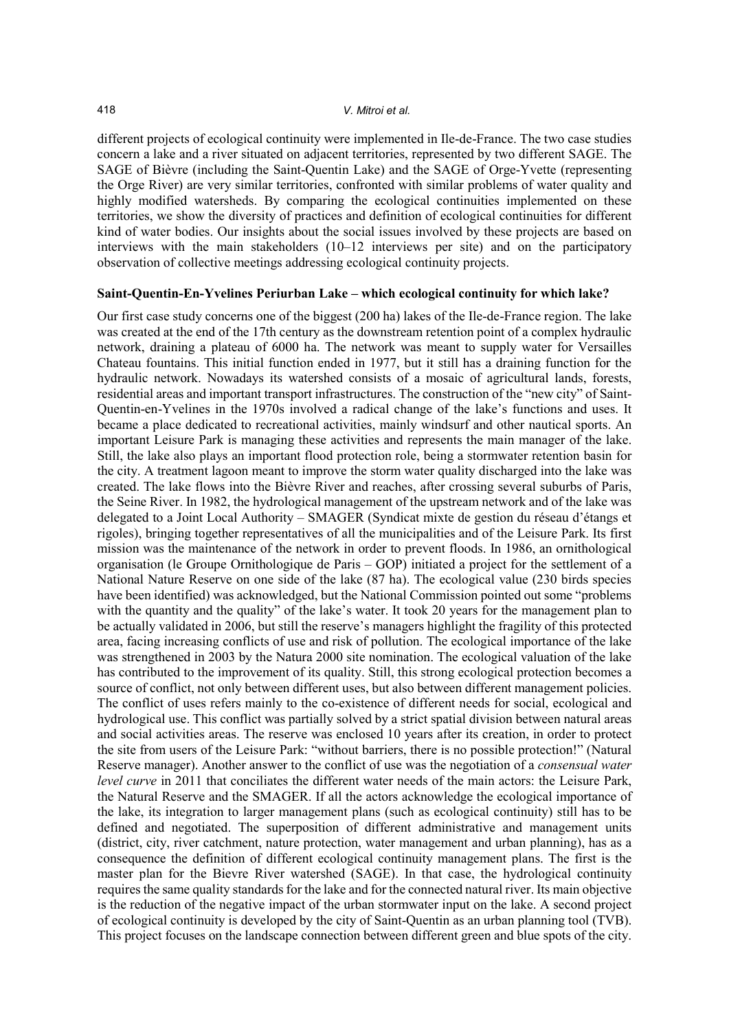different projects of ecological continuity were implemented in Ile-de-France. The two case studies concern a lake and a river situated on adjacent territories, represented by two different SAGE. The SAGE of Bièvre (including the Saint-Quentin Lake) and the SAGE of Orge-Yvette (representing the Orge River) are very similar territories, confronted with similar problems of water quality and highly modified watersheds. By comparing the ecological continuities implemented on these territories, we show the diversity of practices and definition of ecological continuities for different kind of water bodies. Our insights about the social issues involved by these projects are based on interviews with the main stakeholders (10–12 interviews per site) and on the participatory observation of collective meetings addressing ecological continuity projects.

### Saint-Quentin-En-Yvelines Periurban Lake – which ecological continuity for which lake?

Our first case study concerns one of the biggest (200 ha) lakes of the Ile-de-France region. The lake was created at the end of the 17th century as the downstream retention point of a complex hydraulic network, draining a plateau of 6000 ha. The network was meant to supply water for Versailles Chateau fountains. This initial function ended in 1977, but it still has a draining function for the hydraulic network. Nowadays its watershed consists of a mosaic of agricultural lands, forests, residential areas and important transport infrastructures. The construction of the "new city" of Saint-Quentin-en-Yvelines in the 1970s involved a radical change of the lake's functions and uses. It became a place dedicated to recreational activities, mainly windsurf and other nautical sports. An important Leisure Park is managing these activities and represents the main manager of the lake. Still, the lake also plays an important flood protection role, being a stormwater retention basin for the city. A treatment lagoon meant to improve the storm water quality discharged into the lake was created. The lake flows into the Bièvre River and reaches, after crossing several suburbs of Paris, the Seine River. In 1982, the hydrological management of the upstream network and of the lake was delegated to a Joint Local Authority – SMAGER (Syndicat mixte de gestion du réseau d'étangs et rigoles), bringing together representatives of all the municipalities and of the Leisure Park. Its first mission was the maintenance of the network in order to prevent floods. In 1986, an ornithological organisation (le Groupe Ornithologique de Paris – GOP) initiated a project for the settlement of a National Nature Reserve on one side of the lake (87 ha). The ecological value (230 birds species have been identified) was acknowledged, but the National Commission pointed out some "problems with the quantity and the quality" of the lake's water. It took 20 years for the management plan to be actually validated in 2006, but still the reserve's managers highlight the fragility of this protected area, facing increasing conflicts of use and risk of pollution. The ecological importance of the lake was strengthened in 2003 by the Natura 2000 site nomination. The ecological valuation of the lake has contributed to the improvement of its quality. Still, this strong ecological protection becomes a source of conflict, not only between different uses, but also between different management policies. The conflict of uses refers mainly to the co-existence of different needs for social, ecological and hydrological use. This conflict was partially solved by a strict spatial division between natural areas and social activities areas. The reserve was enclosed 10 years after its creation, in order to protect the site from users of the Leisure Park: "without barriers, there is no possible protection!" (Natural Reserve manager). Another answer to the conflict of use was the negotiation of a *consensual water level curve* in 2011 that conciliates the different water needs of the main actors: the Leisure Park, the Natural Reserve and the SMAGER. If all the actors acknowledge the ecological importance of the lake, its integration to larger management plans (such as ecological continuity) still has to be defined and negotiated. The superposition of different administrative and management units (district, city, river catchment, nature protection, water management and urban planning), has as a consequence the definition of different ecological continuity management plans. The first is the master plan for the Bievre River watershed (SAGE). In that case, the hydrological continuity requires the same quality standards for the lake and for the connected natural river. Its main objective is the reduction of the negative impact of the urban stormwater input on the lake. A second project of ecological continuity is developed by the city of Saint-Quentin as an urban planning tool (TVB). This project focuses on the landscape connection between different green and blue spots of the city.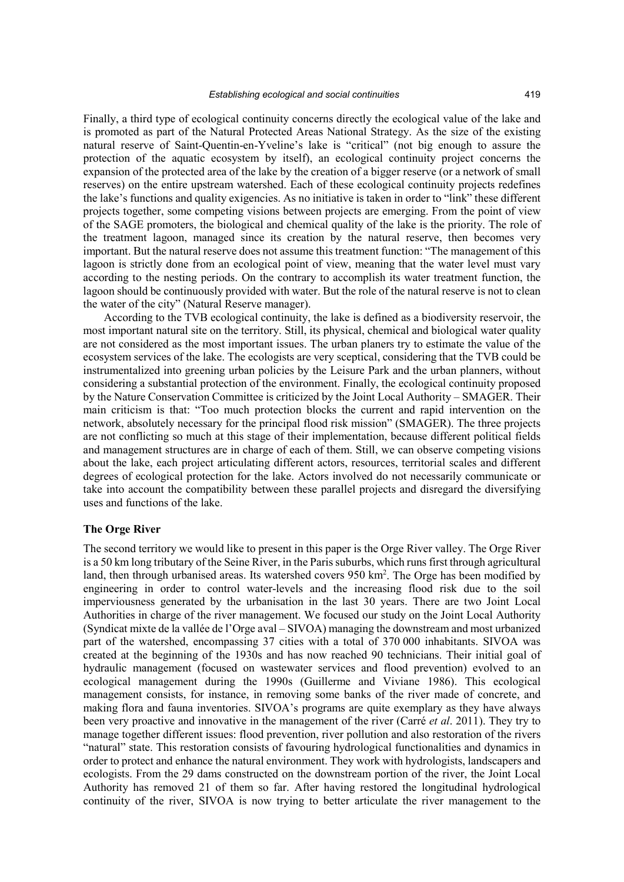Finally, a third type of ecological continuity concerns directly the ecological value of the lake and is promoted as part of the Natural Protected Areas National Strategy. As the size of the existing natural reserve of Saint-Quentin-en-Yveline's lake is "critical" (not big enough to assure the protection of the aquatic ecosystem by itself), an ecological continuity project concerns the expansion of the protected area of the lake by the creation of a bigger reserve (or a network of small reserves) on the entire upstream watershed. Each of these ecological continuity projects redefines the lake's functions and quality exigencies. As no initiative is taken in order to "link" these different projects together, some competing visions between projects are emerging. From the point of view of the SAGE promoters, the biological and chemical quality of the lake is the priority. The role of the treatment lagoon, managed since its creation by the natural reserve, then becomes very important. But the natural reserve does not assume this treatment function: "The management of this lagoon is strictly done from an ecological point of view, meaning that the water level must vary according to the nesting periods. On the contrary to accomplish its water treatment function, the lagoon should be continuously provided with water. But the role of the natural reserve is not to clean the water of the city" (Natural Reserve manager).

According to the TVB ecological continuity, the lake is defined as a biodiversity reservoir, the most important natural site on the territory. Still, its physical, chemical and biological water quality are not considered as the most important issues. The urban planers try to estimate the value of the ecosystem services of the lake. The ecologists are very sceptical, considering that the TVB could be instrumentalized into greening urban policies by the Leisure Park and the urban planners, without considering a substantial protection of the environment. Finally, the ecological continuity proposed by the Nature Conservation Committee is criticized by the Joint Local Authority – SMAGER. Their main criticism is that: "Too much protection blocks the current and rapid intervention on the network, absolutely necessary for the principal flood risk mission" (SMAGER). The three projects are not conflicting so much at this stage of their implementation, because different political fields and management structures are in charge of each of them. Still, we can observe competing visions about the lake, each project articulating different actors, resources, territorial scales and different degrees of ecological protection for the lake. Actors involved do not necessarily communicate or take into account the compatibility between these parallel projects and disregard the diversifying uses and functions of the lake.

## The Orge River

The second territory we would like to present in this paper is the Orge River valley. The Orge River is a 50 km long tributary of the Seine River, in the Paris suburbs, which runs first through agricultural land, then through urbanised areas. Its watershed covers 950 km$^2$. The Orge has been modified by engineering in order to control water-levels and the increasing flood risk due to the soil imperviousness generated by the urbanisation in the last 30 years. There are two Joint Local Authorities in charge of the river management. We focused our study on the Joint Local Authority (Syndicat mixte de la vallée de l'Orge aval – SIVOA) managing the downstream and most urbanized part of the watershed, encompassing 37 cities with a total of 370 000 inhabitants. SIVOA was created at the beginning of the 1930s and has now reached 90 technicians. Their initial goal of hydraulic management (focused on wastewater services and flood prevention) evolved to an ecological management during the 1990s (Guillerme and Viviane 1986). This ecological management consists, for instance, in removing some banks of the river made of concrete, and making flora and fauna inventories. SIVOA's programs are quite exemplary as they have always been very proactive and innovative in the management of the river (Carré *et al*. 2011). They try to manage together different issues: flood prevention, river pollution and also restoration of the rivers "natural" state. This restoration consists of favouring hydrological functionalities and dynamics in order to protect and enhance the natural environment. They work with hydrologists, landscapers and ecologists. From the 29 dams constructed on the downstream portion of the river, the Joint Local Authority has removed 21 of them so far. After having restored the longitudinal hydrological continuity of the river, SIVOA is now trying to better articulate the river management to the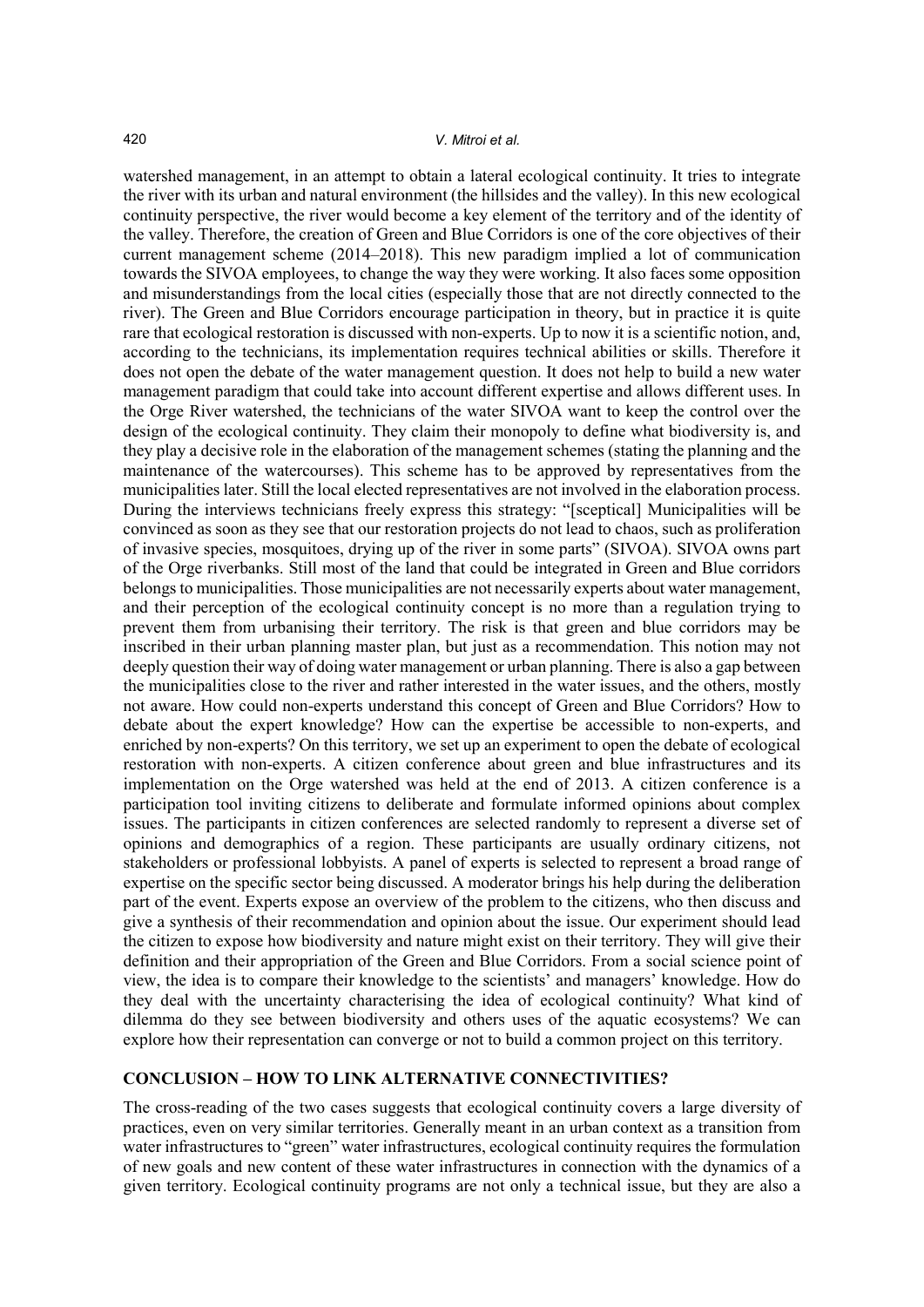watershed management, in an attempt to obtain a lateral ecological continuity. It tries to integrate the river with its urban and natural environment (the hillsides and the valley). In this new ecological continuity perspective, the river would become a key element of the territory and of the identity of the valley. Therefore, the creation of Green and Blue Corridors is one of the core objectives of their current management scheme (2014–2018). This new paradigm implied a lot of communication towards the SIVOA employees, to change the way they were working. It also faces some opposition and misunderstandings from the local cities (especially those that are not directly connected to the river). The Green and Blue Corridors encourage participation in theory, but in practice it is quite rare that ecological restoration is discussed with non-experts. Up to now it is a scientific notion, and, according to the technicians, its implementation requires technical abilities or skills. Therefore it does not open the debate of the water management question. It does not help to build a new water management paradigm that could take into account different expertise and allows different uses. In the Orge River watershed, the technicians of the water SIVOA want to keep the control over the design of the ecological continuity. They claim their monopoly to define what biodiversity is, and they play a decisive role in the elaboration of the management schemes (stating the planning and the maintenance of the watercourses). This scheme has to be approved by representatives from the municipalities later. Still the local elected representatives are not involved in the elaboration process. During the interviews technicians freely express this strategy: "[sceptical] Municipalities will be convinced as soon as they see that our restoration projects do not lead to chaos, such as proliferation of invasive species, mosquitoes, drying up of the river in some parts" (SIVOA). SIVOA owns part of the Orge riverbanks. Still most of the land that could be integrated in Green and Blue corridors belongs to municipalities. Those municipalities are not necessarily experts about water management, and their perception of the ecological continuity concept is no more than a regulation trying to prevent them from urbanising their territory. The risk is that green and blue corridors may be inscribed in their urban planning master plan, but just as a recommendation. This notion may not deeply question their way of doing water management or urban planning. There is also a gap between the municipalities close to the river and rather interested in the water issues, and the others, mostly not aware. How could non-experts understand this concept of Green and Blue Corridors? How to debate about the expert knowledge? How can the expertise be accessible to non-experts, and enriched by non-experts? On this territory, we set up an experiment to open the debate of ecological restoration with non-experts. A citizen conference about green and blue infrastructures and its implementation on the Orge watershed was held at the end of 2013. A citizen conference is a participation tool inviting citizens to deliberate and formulate informed opinions about complex issues. The participants in citizen conferences are selected randomly to represent a diverse set of opinions and demographics of a region. These participants are usually ordinary citizens, not stakeholders or professional lobbyists. A panel of experts is selected to represent a broad range of expertise on the specific sector being discussed. A moderator brings his help during the deliberation part of the event. Experts expose an overview of the problem to the citizens, who then discuss and give a synthesis of their recommendation and opinion about the issue. Our experiment should lead the citizen to expose how biodiversity and nature might exist on their territory. They will give their definition and their appropriation of the Green and Blue Corridors. From a social science point of view, the idea is to compare their knowledge to the scientists' and managers' knowledge. How do they deal with the uncertainty characterising the idea of ecological continuity? What kind of dilemma do they see between biodiversity and others uses of the aquatic ecosystems? We can explore how their representation can converge or not to build a common project on this territory.

## CONCLUSION – HOW TO LINK ALTERNATIVE CONNECTIVITIES?

The cross-reading of the two cases suggests that ecological continuity covers a large diversity of practices, even on very similar territories. Generally meant in an urban context as a transition from water infrastructures to "green" water infrastructures, ecological continuity requires the formulation of new goals and new content of these water infrastructures in connection with the dynamics of a given territory. Ecological continuity programs are not only a technical issue, but they are also a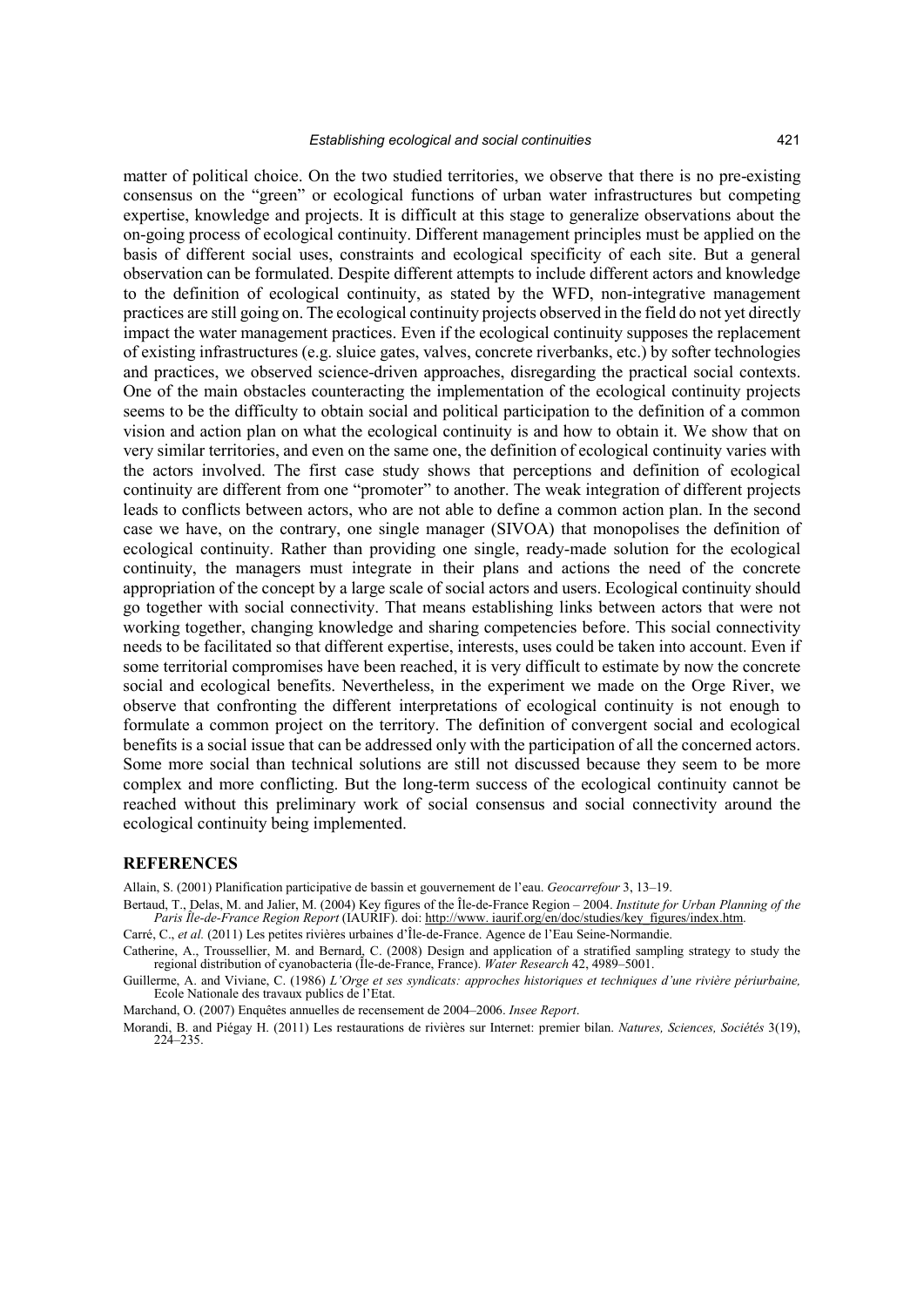matter of political choice. On the two studied territories, we observe that there is no pre-existing consensus on the "green" or ecological functions of urban water infrastructures but competing expertise, knowledge and projects. It is difficult at this stage to generalize observations about the on-going process of ecological continuity. Different management principles must be applied on the basis of different social uses, constraints and ecological specificity of each site. But a general observation can be formulated. Despite different attempts to include different actors and knowledge to the definition of ecological continuity, as stated by the WFD, non-integrative management practices are still going on. The ecological continuity projects observed in the field do not yet directly impact the water management practices. Even if the ecological continuity supposes the replacement of existing infrastructures (e.g. sluice gates, valves, concrete riverbanks, etc.) by softer technologies and practices, we observed science-driven approaches, disregarding the practical social contexts. One of the main obstacles counteracting the implementation of the ecological continuity projects seems to be the difficulty to obtain social and political participation to the definition of a common vision and action plan on what the ecological continuity is and how to obtain it. We show that on very similar territories, and even on the same one, the definition of ecological continuity varies with the actors involved. The first case study shows that perceptions and definition of ecological continuity are different from one "promoter" to another. The weak integration of different projects leads to conflicts between actors, who are not able to define a common action plan. In the second case we have, on the contrary, one single manager (SIVOA) that monopolises the definition of ecological continuity. Rather than providing one single, ready-made solution for the ecological continuity, the managers must integrate in their plans and actions the need of the concrete appropriation of the concept by a large scale of social actors and users. Ecological continuity should go together with social connectivity. That means establishing links between actors that were not working together, changing knowledge and sharing competencies before. This social connectivity needs to be facilitated so that different expertise, interests, uses could be taken into account. Even if some territorial compromises have been reached, it is very difficult to estimate by now the concrete social and ecological benefits. Nevertheless, in the experiment we made on the Orge River, we observe that confronting the different interpretations of ecological continuity is not enough to formulate a common project on the territory. The definition of convergent social and ecological benefits is a social issue that can be addressed only with the participation of all the concerned actors. Some more social than technical solutions are still not discussed because they seem to be more complex and more conflicting. But the long-term success of the ecological continuity cannot be reached without this preliminary work of social consensus and social connectivity around the ecological continuity being implemented.

## REFERENCES

Allain, S. (2001) Planification participative de bassin et gouvernement de l'eau. *Geocarrefour* 3, 13–19.

Bertaud, T., Delas, M. and Jalier, M. (2004) Key figures of the Île-de-France Region – 2004. *Institute for Urban Planning of the Paris Île-de-France Region Report* (IAURIF). doi: http://www. iaurif.org/en/doc/studies/key_figures/index.htm.

Carré, C., *et al.* (2011) Les petites rivières urbaines d'Île-de-France. Agence de l'Eau Seine-Normandie.

Catherine, A., Troussellier, M. and Bernard, C. (2008) Design and application of a stratified sampling strategy to study the regional distribution of cyanobacteria (Île-de-France, France). *Water Research* 42, 4989–5001.

Guillerme, A. and Viviane, C. (1986) *L'Orge et ses syndicats: approches historiques et techniques d'une rivière périurbaine,* Ecole Nationale des travaux publics de l'Etat.

Marchand, O. (2007) Enquêtes annuelles de recensement de 2004–2006. *Insee Report*.

Morandi, B. and Piégay H. (2011) Les restaurations de rivières sur Internet: premier bilan. *Natures, Sciences, Sociétés* 3(19), 224–235.